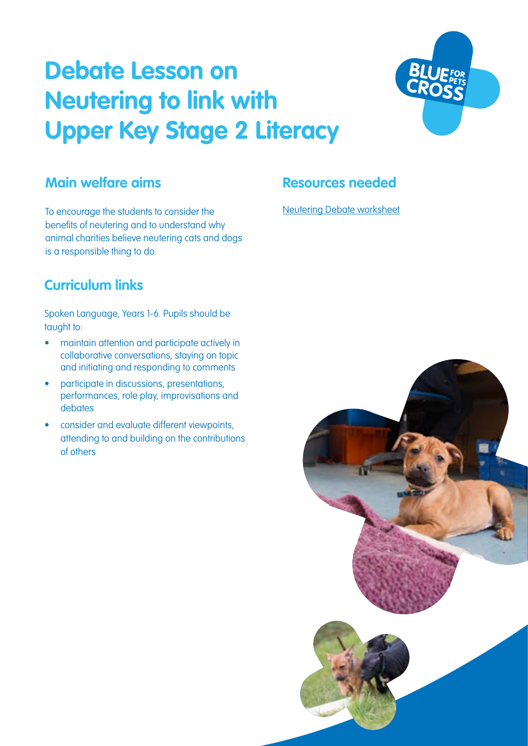# Debate Lesson on Neutering to link with Upper Key Stage 2 Literacy

## Main welfare aims

To encourage the students to consider the benefits of neutering and to understand why animal charities believe neutering cats and dogs is a responsible thing to do.

## Resources needed

Neutering Debate worksheet

## Curriculum links

Spoken Language, Years 1-6. Pupils should be taught to:

- maintain attention and participate actively in collaborative conversations, staying on topic and initiating and responding to comments
- participate in discussions, presentations, performances, role play, improvisations and debates
- consider and evaluate different viewpoints, attending to and building on the contributions of others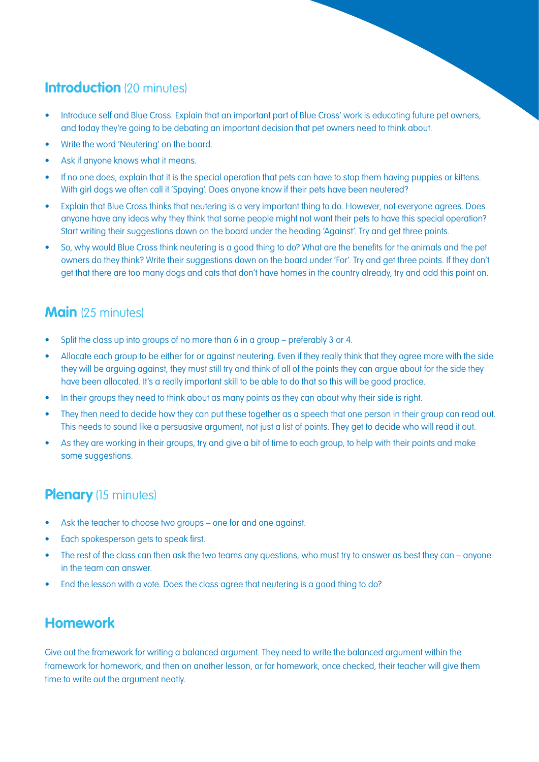## **Introduction** (20 minutes)

- Introduce self and Blue Cross. Explain that an important part of Blue Cross' work is educating future pet owners, and today they're going to be debating an important decision that pet owners need to think about.
- Write the word 'Neutering' on the board.
- Ask if anyone knows what it means.
- If no one does, explain that it is the special operation that pets can have to stop them having puppies or kittens. With girl dogs we often call it 'Spaying'. Does anyone know if their pets have been neutered?
- Explain that Blue Cross thinks that neutering is a very important thing to do. However, not everyone agrees. Does anyone have any ideas why they think that some people might not want their pets to have this special operation? Start writing their suggestions down on the board under the heading 'Against'. Try and get three points.
- So, why would Blue Cross think neutering is a good thing to do? What are the benefits for the animals and the pet owners do they think? Write their suggestions down on the board under 'For'. Try and get three points. If they don't get that there are too many dogs and cats that don't have homes in the country already, try and add this point on.

## **Main** (25 minutes)

- Split the class up into groups of no more than 6 in a group – preferably 3 or 4.
- Allocate each group to be either for or against neutering. Even if they really think that they agree more with the side they will be arguing against, they must still try and think of all of the points they can argue about for the side they have been allocated. It's a really important skill to be able to do that so this will be good practice.
- In their groups they need to think about as many points as they can about why their side is right.
- They then need to decide how they can put these together as a speech that one person in their group can read out. This needs to sound like a persuasive argument, not just a list of points. They get to decide who will read it out.
- As they are working in their groups, try and give a bit of time to each group, to help with their points and make some suggestions.

## **Plenary** (15 minutes)

- Ask the teacher to choose two groups – one for and one against.
- Each spokesperson gets to speak first.
- The rest of the class can then ask the two teams any questions, who must try to answer as best they can – anyone in the team can answer.
- End the lesson with a vote. Does the class agree that neutering is a good thing to do?

## **Homework**

Give out the framework for writing a balanced argument. They need to write the balanced argument within the framework for homework, and then on another lesson, or for homework, once checked, their teacher will give them time to write out the argument neatly.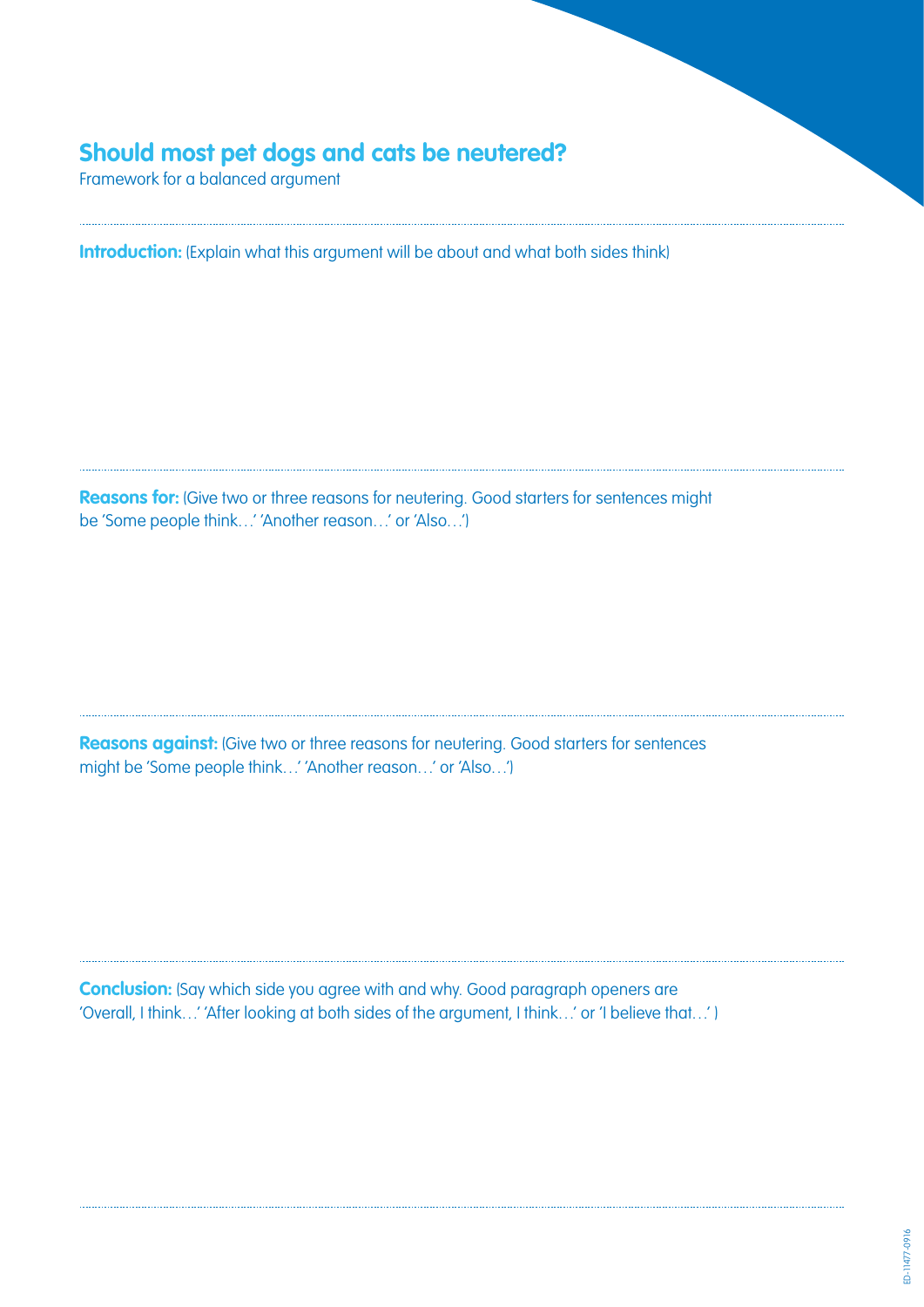## Should most pet dogs and cats be neutered?

Framework for a balanced argument

**Introduction:** (Explain what this argument will be about and what both sides think)

**Reasons for:** (Give two or three reasons for neutering. Good starters for sentences might be 'Some people think…' 'Another reason…' or 'Also…')

**Reasons against:** (Give two or three reasons for neutering. Good starters for sentences might be 'Some people think…' 'Another reason…' or 'Also…')

**Conclusion:** (Say which side you agree with and why. Good paragraph openers are 'Overall, I think…' 'After looking at both sides of the argument, I think…' or 'I believe that…' )